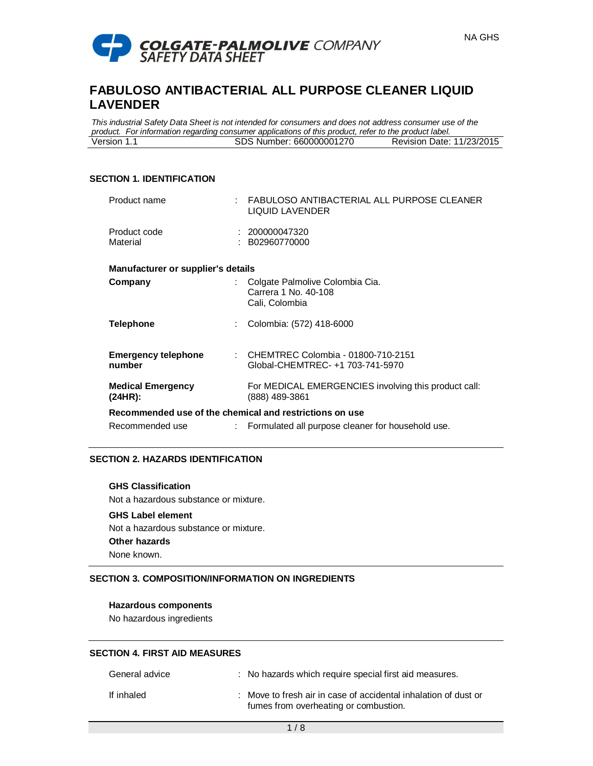COLGATE-PALMOLIVE COMPANY
SAFETY DATA SHEET

NA GHS

# FABULOSO ANTIBACTERIAL ALL PURPOSE CLEANER LIQUID LAVENDER

*This industrial Safety Data Sheet is not intended for consumers and does not address consumer use of the product. For information regarding consumer applications of this product, refer to the product label.*

| Version 1.1 | SDS Number: 660000001270 | Revision Date: 11/23/2015 |
|---|---|---|

## SECTION 1. IDENTIFICATION

| | | |
|---|---|---|
| Product name | : | FABULOSO ANTIBACTERIAL ALL PURPOSE CLEANER LIQUID LAVENDER |
| Product code | : | 200000047320 |
| Material | : | B02960770000 |

**Manufacturer or supplier's details**

| | | |
|---|---|---|
| **Company** | : | Colgate Palmolive Colombia Cia.<br>Carrera 1 No. 40-108<br>Cali, Colombia |
| **Telephone** | : | Colombia: (572) 418-6000 |
| **Emergency telephone number** | : | CHEMTREC Colombia - 01800-710-2151<br>Global-CHEMTREC- +1 703-741-5970 |
| **Medical Emergency (24HR):** | | For MEDICAL EMERGENCIES involving this product call: (888) 489-3861 |

**Recommended use of the chemical and restrictions on use**

| | | |
|---|---|---|
| Recommended use | : | Formulated all purpose cleaner for household use. |

## SECTION 2. HAZARDS IDENTIFICATION

**GHS Classification**

Not a hazardous substance or mixture.

**GHS Label element**

Not a hazardous substance or mixture.

**Other hazards**

None known.

## SECTION 3. COMPOSITION/INFORMATION ON INGREDIENTS

**Hazardous components**

No hazardous ingredients

## SECTION 4. FIRST AID MEASURES

| | | |
|---|---|---|
| General advice | : | No hazards which require special first aid measures. |
| If inhaled | : | Move to fresh air in case of accidental inhalation of dust or fumes from overheating or combustion. |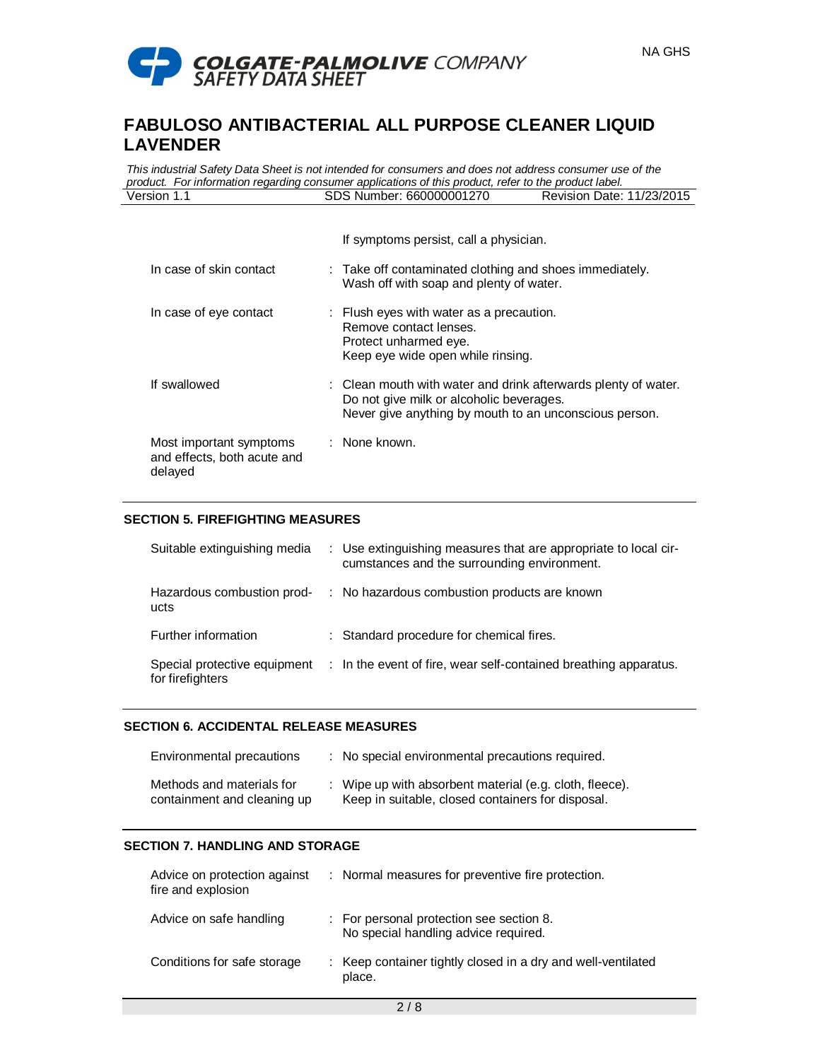If symptoms persist, call a physician.

| | |
|---|---|
| In case of skin contact | : Take off contaminated clothing and shoes immediately.<br>Wash off with soap and plenty of water. |
| In case of eye contact | : Flush eyes with water as a precaution.<br>Remove contact lenses.<br>Protect unharmed eye.<br>Keep eye wide open while rinsing. |
| If swallowed | : Clean mouth with water and drink afterwards plenty of water.<br>Do not give milk or alcoholic beverages.<br>Never give anything by mouth to an unconscious person. |
| Most important symptoms and effects, both acute and delayed | : None known. |

## SECTION 5. FIREFIGHTING MEASURES

| | |
|---|---|
| Suitable extinguishing media | : Use extinguishing measures that are appropriate to local circumstances and the surrounding environment. |
| Hazardous combustion products | : No hazardous combustion products are known |
| Further information | : Standard procedure for chemical fires. |
| Special protective equipment for firefighters | : In the event of fire, wear self-contained breathing apparatus. |

## SECTION 6. ACCIDENTAL RELEASE MEASURES

| | |
|---|---|
| Environmental precautions | : No special environmental precautions required. |
| Methods and materials for containment and cleaning up | : Wipe up with absorbent material (e.g. cloth, fleece).<br>Keep in suitable, closed containers for disposal. |

## SECTION 7. HANDLING AND STORAGE

| | |
|---|---|
| Advice on protection against fire and explosion | : Normal measures for preventive fire protection. |
| Advice on safe handling | : For personal protection see section 8.<br>No special handling advice required. |
| Conditions for safe storage | : Keep container tightly closed in a dry and well-ventilated place. |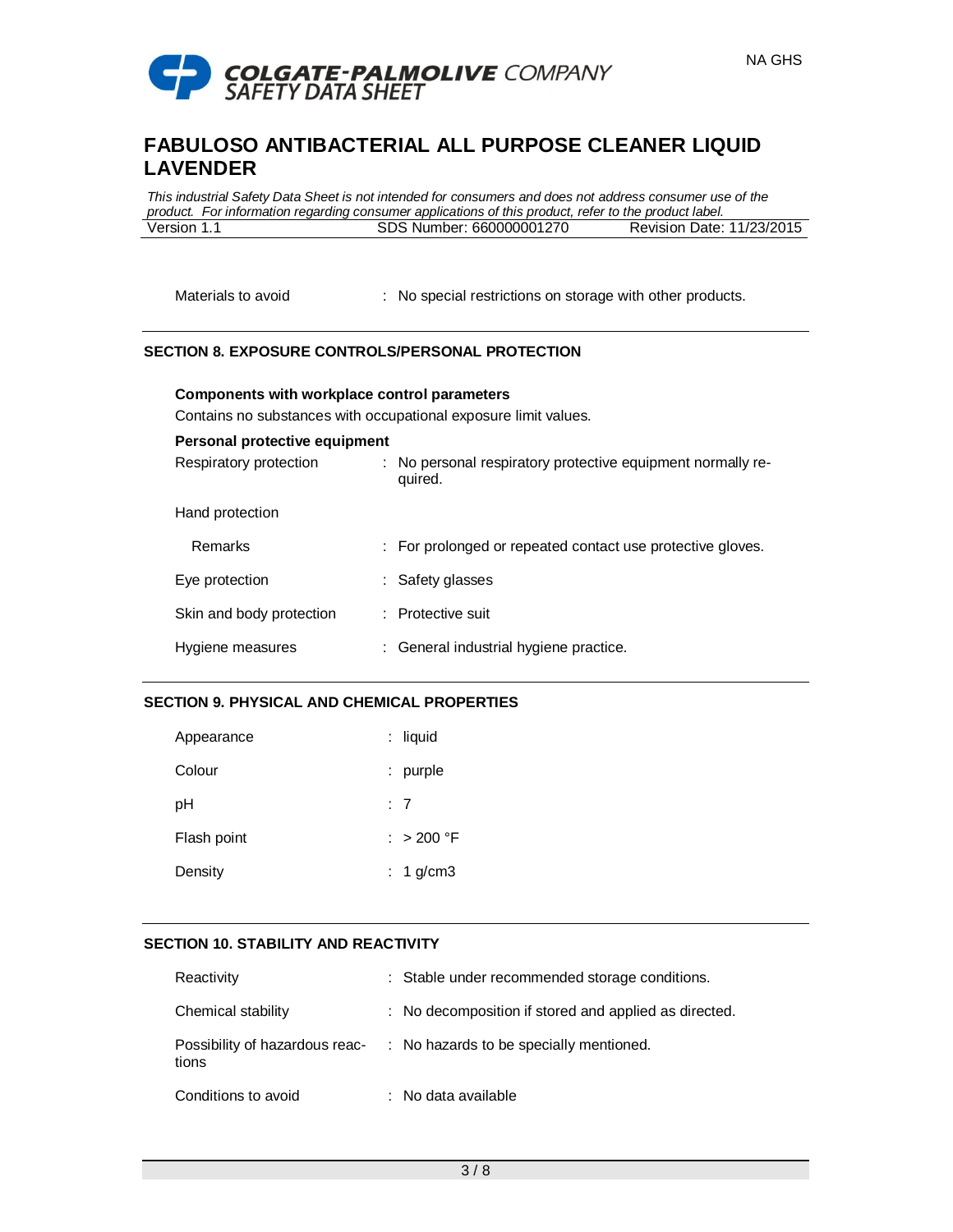| | |
|---|---|
| Materials to avoid | : No special restrictions on storage with other products. |

## SECTION 8. EXPOSURE CONTROLS/PERSONAL PROTECTION

**Components with workplace control parameters**

Contains no substances with occupational exposure limit values.

**Personal protective equipment**

| | |
|---|---|
| Respiratory protection | : No personal respiratory protective equipment normally required. |
| Hand protection | |
| Remarks | : For prolonged or repeated contact use protective gloves. |
| Eye protection | : Safety glasses |
| Skin and body protection | : Protective suit |
| Hygiene measures | : General industrial hygiene practice. |

## SECTION 9. PHYSICAL AND CHEMICAL PROPERTIES

| | |
|---|---|
| Appearance | : liquid |
| Colour | : purple |
| pH | : 7 |
| Flash point | : > 200 °F |
| Density | : 1 g/cm3 |

## SECTION 10. STABILITY AND REACTIVITY

| | |
|---|---|
| Reactivity | : Stable under recommended storage conditions. |
| Chemical stability | : No decomposition if stored and applied as directed. |
| Possibility of hazardous reactions | : No hazards to be specially mentioned. |
| Conditions to avoid | : No data available |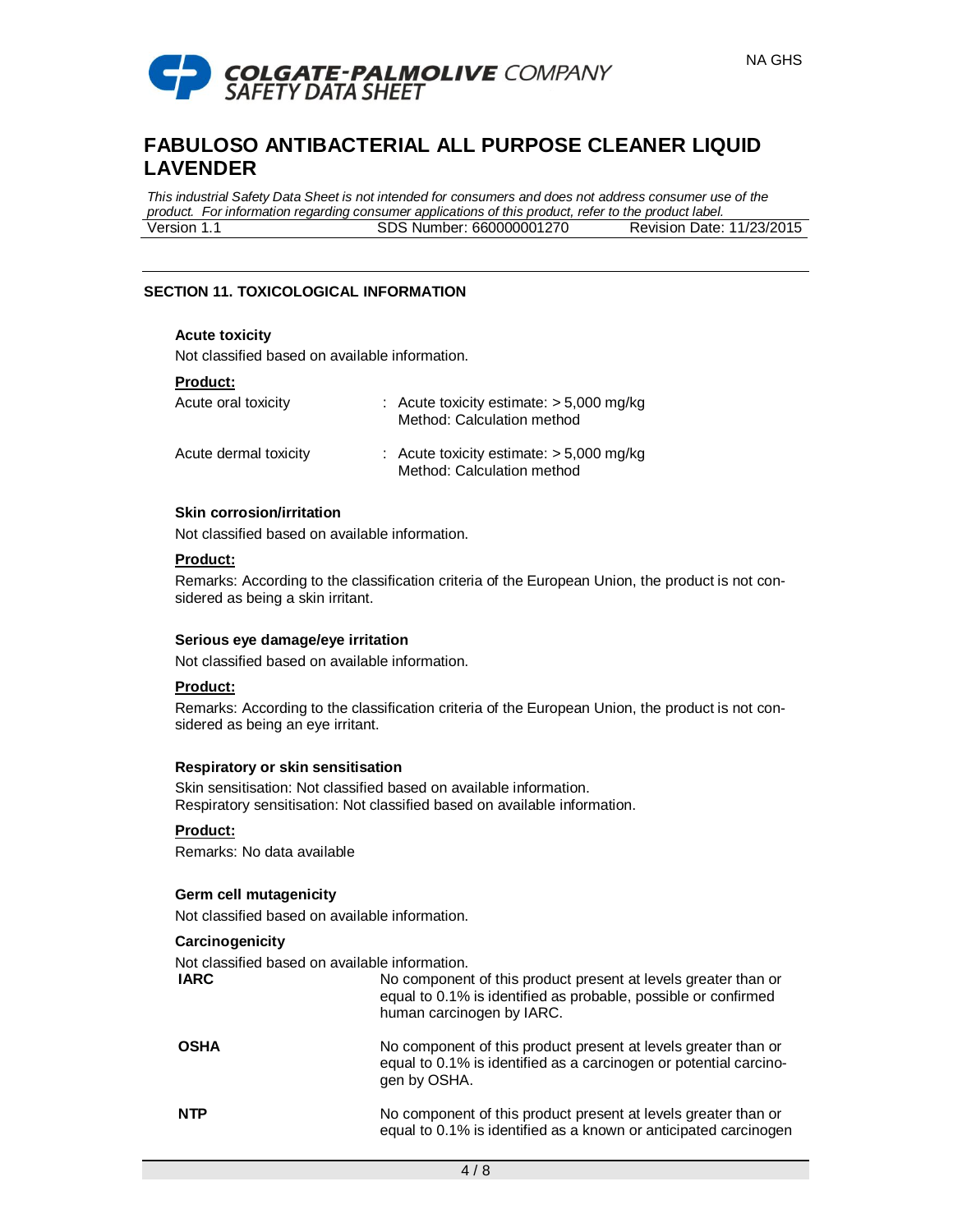## SECTION 11. TOXICOLOGICAL INFORMATION

### Acute toxicity

Not classified based on available information.

**Product:**

| | |
|---|---|
| Acute oral toxicity | : Acute toxicity estimate: > 5,000 mg/kg<br>Method: Calculation method |
| Acute dermal toxicity | : Acute toxicity estimate: > 5,000 mg/kg<br>Method: Calculation method |

### Skin corrosion/irritation

Not classified based on available information.

**Product:**

Remarks: According to the classification criteria of the European Union, the product is not considered as being a skin irritant.

### Serious eye damage/eye irritation

Not classified based on available information.

**Product:**

Remarks: According to the classification criteria of the European Union, the product is not considered as being an eye irritant.

### Respiratory or skin sensitisation

Skin sensitisation: Not classified based on available information.
Respiratory sensitisation: Not classified based on available information.

**Product:**

Remarks: No data available

### Germ cell mutagenicity

Not classified based on available information.

### Carcinogenicity

Not classified based on available information.

| | |
|---|---|
| **IARC** | No component of this product present at levels greater than or equal to 0.1% is identified as probable, possible or confirmed human carcinogen by IARC. |
| **OSHA** | No component of this product present at levels greater than or equal to 0.1% is identified as a carcinogen or potential carcinogen by OSHA. |
| **NTP** | No component of this product present at levels greater than or equal to 0.1% is identified as a known or anticipated carcinogen |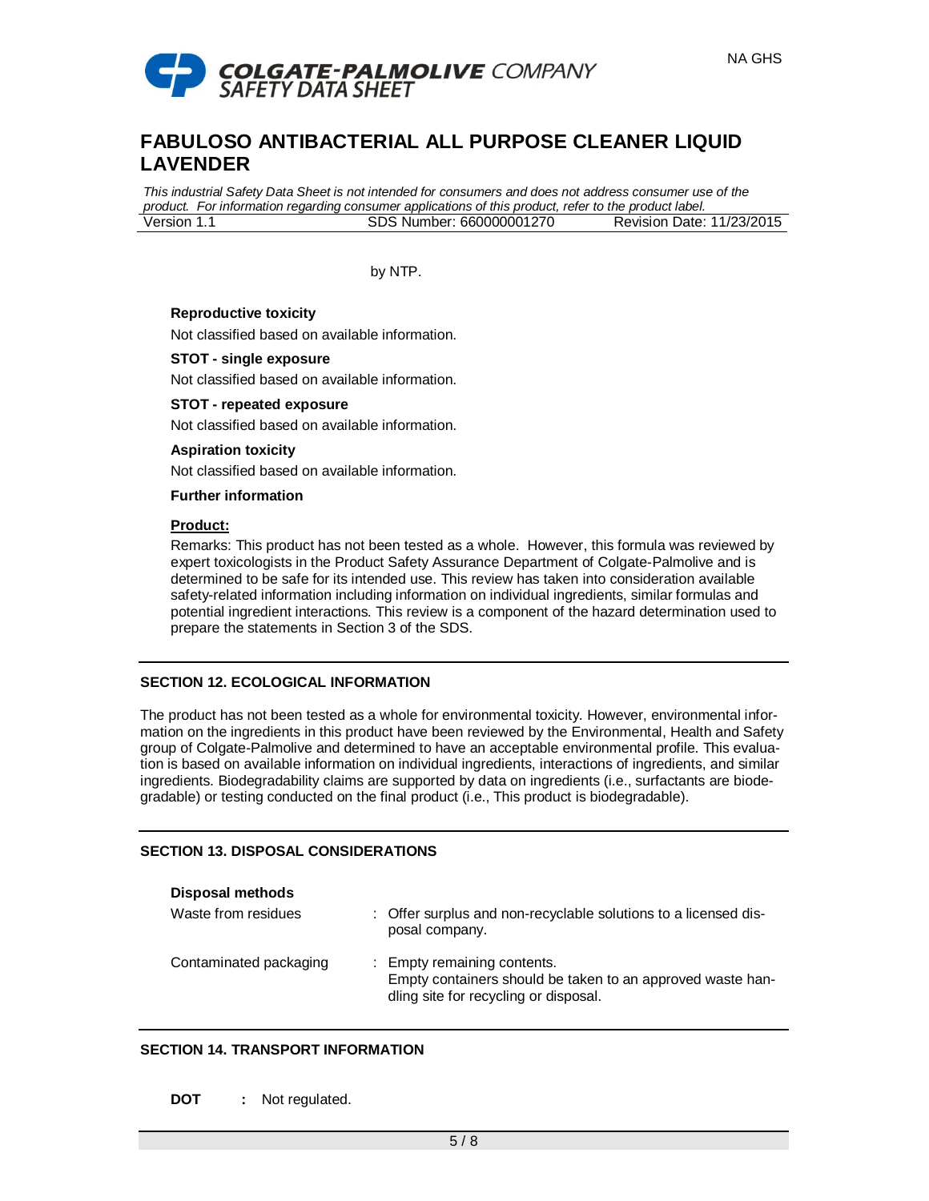by NTP.

**Reproductive toxicity**

Not classified based on available information.

**STOT - single exposure**

Not classified based on available information.

**STOT - repeated exposure**

Not classified based on available information.

**Aspiration toxicity**

Not classified based on available information.

**Further information**

**Product:**

Remarks: This product has not been tested as a whole. However, this formula was reviewed by expert toxicologists in the Product Safety Assurance Department of Colgate-Palmolive and is determined to be safe for its intended use. This review has taken into consideration available safety-related information including information on individual ingredients, similar formulas and potential ingredient interactions. This review is a component of the hazard determination used to prepare the statements in Section 3 of the SDS.

## SECTION 12. ECOLOGICAL INFORMATION

The product has not been tested as a whole for environmental toxicity. However, environmental information on the ingredients in this product have been reviewed by the Environmental, Health and Safety group of Colgate-Palmolive and determined to have an acceptable environmental profile. This evaluation is based on available information on individual ingredients, interactions of ingredients, and similar ingredients. Biodegradability claims are supported by data on ingredients (i.e., surfactants are biodegradable) or testing conducted on the final product (i.e., This product is biodegradable).

## SECTION 13. DISPOSAL CONSIDERATIONS

**Disposal methods**

| | |
|---|---|
| Waste from residues | : Offer surplus and non-recyclable solutions to a licensed disposal company. |
| Contaminated packaging | : Empty remaining contents. Empty containers should be taken to an approved waste handling site for recycling or disposal. |

## SECTION 14. TRANSPORT INFORMATION

**DOT** **:** Not regulated.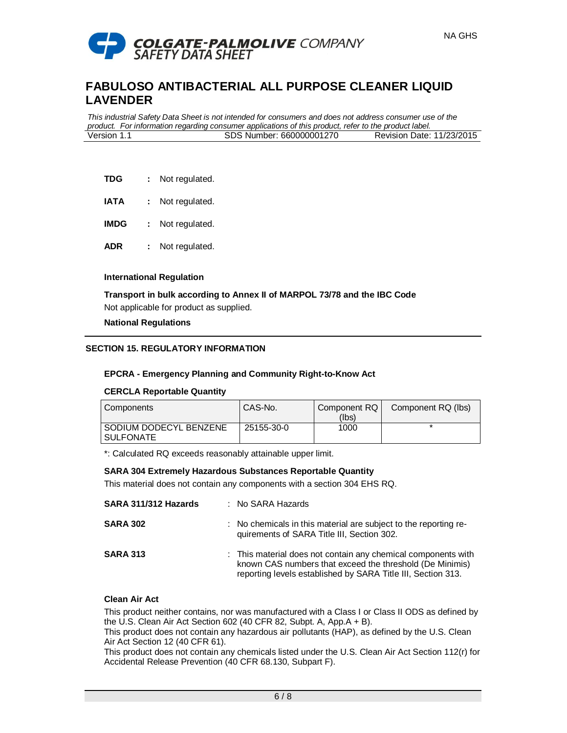**TDG** : Not regulated.

**IATA** : Not regulated.

**IMDG** : Not regulated.

**ADR** : Not regulated.

**International Regulation**

**Transport in bulk according to Annex II of MARPOL 73/78 and the IBC Code**

Not applicable for product as supplied.

**National Regulations**

## SECTION 15. REGULATORY INFORMATION

**EPCRA - Emergency Planning and Community Right-to-Know Act**

**CERCLA Reportable Quantity**

| Components | CAS-No. | Component RQ (lbs) | Component RQ (lbs) |
|---|---|---|---|
| SODIUM DODECYL BENZENE SULFONATE | 25155-30-0 | 1000 | * |

*: Calculated RQ exceeds reasonably attainable upper limit.

**SARA 304 Extremely Hazardous Substances Reportable Quantity**

This material does not contain any components with a section 304 EHS RQ.

**SARA 311/312 Hazards** : No SARA Hazards

**SARA 302** : No chemicals in this material are subject to the reporting requirements of SARA Title III, Section 302.

**SARA 313** : This material does not contain any chemical components with known CAS numbers that exceed the threshold (De Minimis) reporting levels established by SARA Title III, Section 313.

**Clean Air Act**

This product neither contains, nor was manufactured with a Class I or Class II ODS as defined by the U.S. Clean Air Act Section 602 (40 CFR 82, Subpt. A, App.A + B).

This product does not contain any hazardous air pollutants (HAP), as defined by the U.S. Clean Air Act Section 12 (40 CFR 61).

This product does not contain any chemicals listed under the U.S. Clean Air Act Section 112(r) for Accidental Release Prevention (40 CFR 68.130, Subpart F).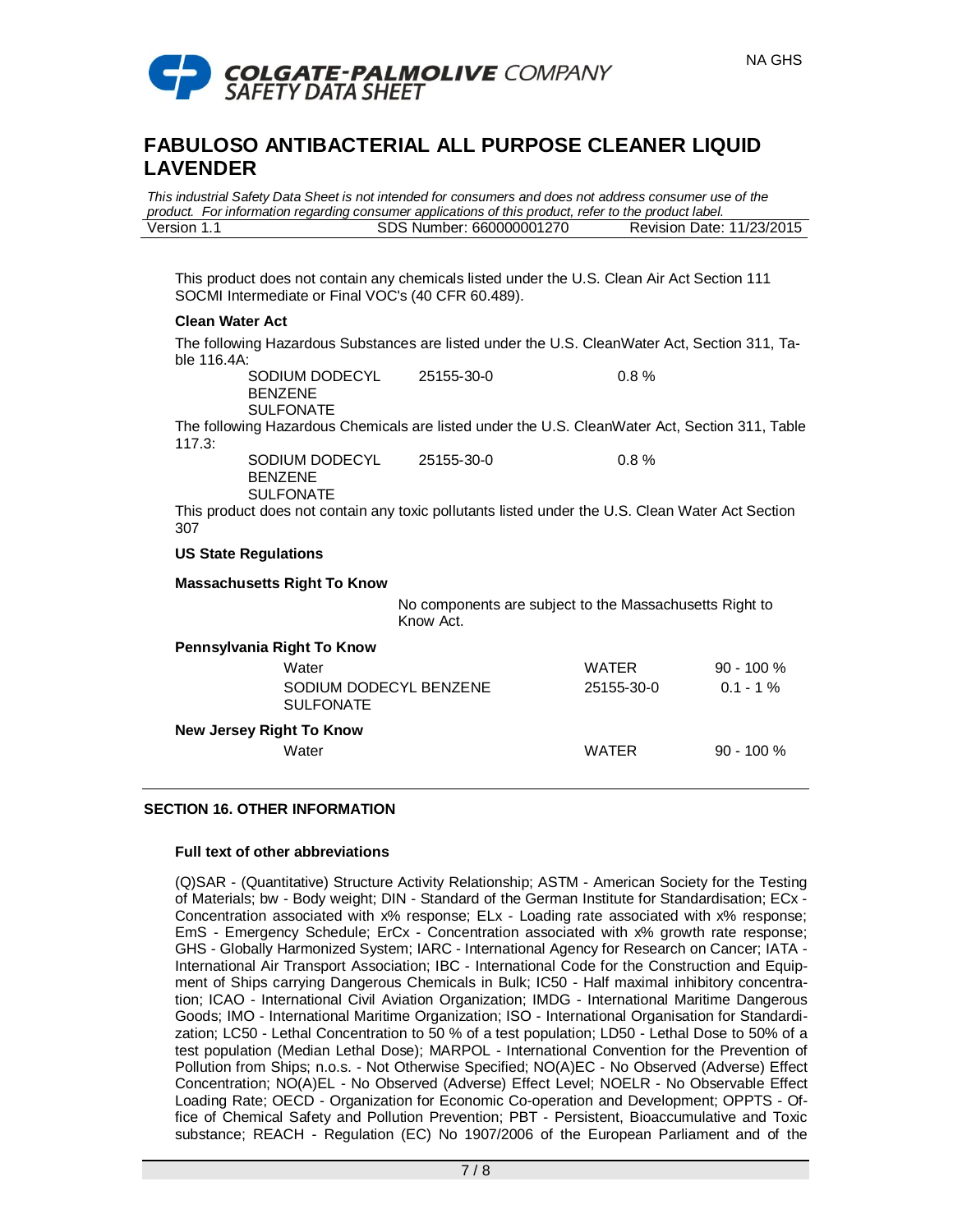This product does not contain any chemicals listed under the U.S. Clean Air Act Section 111 SOCMI Intermediate or Final VOC's (40 CFR 60.489).

**Clean Water Act**

The following Hazardous Substances are listed under the U.S. CleanWater Act, Section 311, Table 116.4A:

| | | |
|---|---|---|
| SODIUM DODECYL BENZENE SULFONATE | 25155-30-0 | 0.8 % |

The following Hazardous Chemicals are listed under the U.S. CleanWater Act, Section 311, Table 117.3:

| | | |
|---|---|---|
| SODIUM DODECYL BENZENE SULFONATE | 25155-30-0 | 0.8 % |

This product does not contain any toxic pollutants listed under the U.S. Clean Water Act Section 307

**US State Regulations**

**Massachusetts Right To Know**

No components are subject to the Massachusetts Right to Know Act.

**Pennsylvania Right To Know**

| | | |
|---|---|---|
| Water | WATER | 90 - 100 % |
| SODIUM DODECYL BENZENE SULFONATE | 25155-30-0 | 0.1 - 1 % |

**New Jersey Right To Know**

| | | |
|---|---|---|
| Water | WATER | 90 - 100 % |

## SECTION 16. OTHER INFORMATION

**Full text of other abbreviations**

(Q)SAR - (Quantitative) Structure Activity Relationship; ASTM - American Society for the Testing of Materials; bw - Body weight; DIN - Standard of the German Institute for Standardisation; ECx - Concentration associated with x% response; ELx - Loading rate associated with x% response; EmS - Emergency Schedule; ErCx - Concentration associated with x% growth rate response; GHS - Globally Harmonized System; IARC - International Agency for Research on Cancer; IATA - International Air Transport Association; IBC - International Code for the Construction and Equipment of Ships carrying Dangerous Chemicals in Bulk; IC50 - Half maximal inhibitory concentration; ICAO - International Civil Aviation Organization; IMDG - International Maritime Dangerous Goods; IMO - International Maritime Organization; ISO - International Organisation for Standardization; LC50 - Lethal Concentration to 50 % of a test population; LD50 - Lethal Dose to 50% of a test population (Median Lethal Dose); MARPOL - International Convention for the Prevention of Pollution from Ships; n.o.s. - Not Otherwise Specified; NO(A)EC - No Observed (Adverse) Effect Concentration; NO(A)EL - No Observed (Adverse) Effect Level; NOELR - No Observable Effect Loading Rate; OECD - Organization for Economic Co-operation and Development; OPPTS - Office of Chemical Safety and Pollution Prevention; PBT - Persistent, Bioaccumulative and Toxic substance; REACH - Regulation (EC) No 1907/2006 of the European Parliament and of the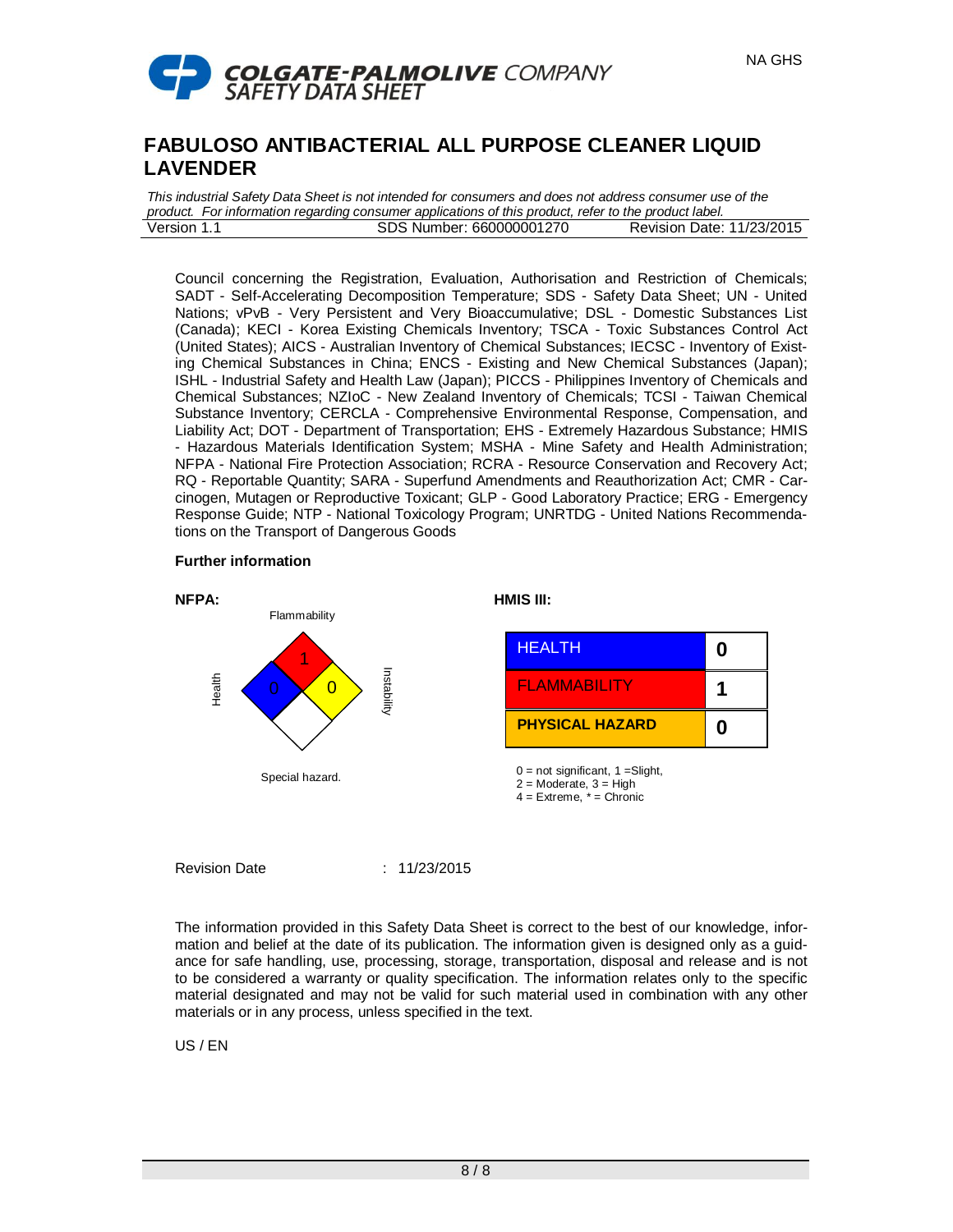Council concerning the Registration, Evaluation, Authorisation and Restriction of Chemicals; SADT - Self-Accelerating Decomposition Temperature; SDS - Safety Data Sheet; UN - United Nations; vPvB - Very Persistent and Very Bioaccumulative; DSL - Domestic Substances List (Canada); KECI - Korea Existing Chemicals Inventory; TSCA - Toxic Substances Control Act (United States); AICS - Australian Inventory of Chemical Substances; IECSC - Inventory of Existing Chemical Substances in China; ENCS - Existing and New Chemical Substances (Japan); ISHL - Industrial Safety and Health Law (Japan); PICCS - Philippines Inventory of Chemicals and Chemical Substances; NZIoC - New Zealand Inventory of Chemicals; TCSI - Taiwan Chemical Substance Inventory; CERCLA - Comprehensive Environmental Response, Compensation, and Liability Act; DOT - Department of Transportation; EHS - Extremely Hazardous Substance; HMIS - Hazardous Materials Identification System; MSHA - Mine Safety and Health Administration; NFPA - National Fire Protection Association; RCRA - Resource Conservation and Recovery Act; RQ - Reportable Quantity; SARA - Superfund Amendments and Reauthorization Act; CMR - Carcinogen, Mutagen or Reproductive Toxicant; GLP - Good Laboratory Practice; ERG - Emergency Response Guide; NTP - National Toxicology Program; UNRTDG - United Nations Recommendations on the Transport of Dangerous Goods

**Further information**

**NFPA:**

Flammability

1

Health

0

Instability

0

Special hazard.

**HMIS III:**

| | |
|---|---|
| HEALTH | 0 |
| FLAMMABILITY | 1 |
| PHYSICAL HAZARD | 0 |

0 = not significant, 1 =Slight,
2 = Moderate, 3 = High
4 = Extreme, * = Chronic

Revision Date : 11/23/2015

The information provided in this Safety Data Sheet is correct to the best of our knowledge, information and belief at the date of its publication. The information given is designed only as a guidance for safe handling, use, processing, storage, transportation, disposal and release and is not to be considered a warranty or quality specification. The information relates only to the specific material designated and may not be valid for such material used in combination with any other materials or in any process, unless specified in the text.

US / EN